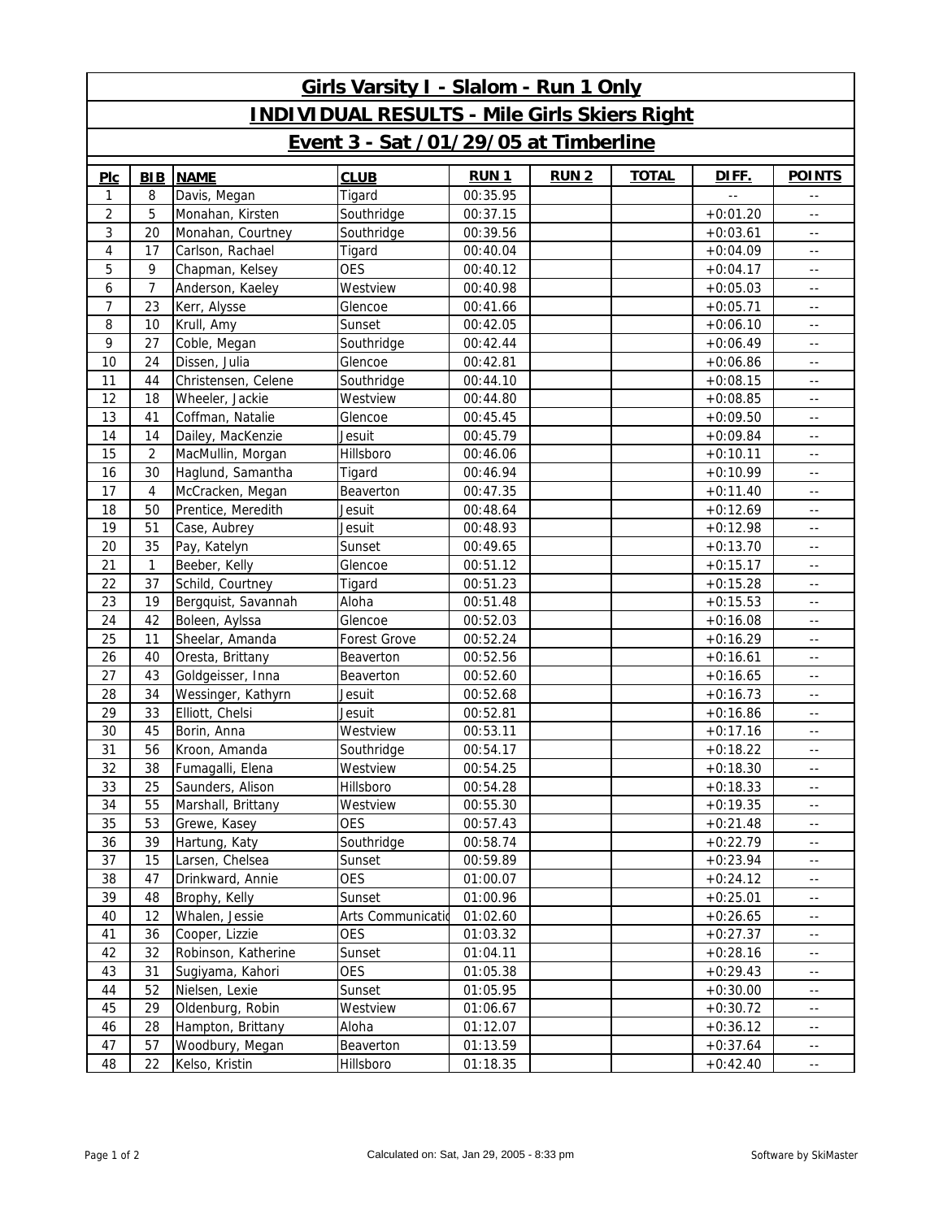# Girls Varsity I - Slalom - Run 1 Only

## INDIVIDUAL RESULTS - Mile Girls Skiers Right

## Event 3 - Sat /01/29/05 at Timberline

| Plc | BIB | NAME | CLUB | RUN 1 | RUN 2 | TOTAL | DIFF. | POINTS |
|---|---|---|---|---|---|---|---|---|
| 1 | 8 | Davis, Megan | Tigard | 00:35.95 | | | -- | -- |
| 2 | 5 | Monahan, Kirsten | Southridge | 00:37.15 | | | +0:01.20 | -- |
| 3 | 20 | Monahan, Courtney | Southridge | 00:39.56 | | | +0:03.61 | -- |
| 4 | 17 | Carlson, Rachael | Tigard | 00:40.04 | | | +0:04.09 | -- |
| 5 | 9 | Chapman, Kelsey | OES | 00:40.12 | | | +0:04.17 | -- |
| 6 | 7 | Anderson, Kaeley | Westview | 00:40.98 | | | +0:05.03 | -- |
| 7 | 23 | Kerr, Alysse | Glencoe | 00:41.66 | | | +0:05.71 | -- |
| 8 | 10 | Krull, Amy | Sunset | 00:42.05 | | | +0:06.10 | -- |
| 9 | 27 | Coble, Megan | Southridge | 00:42.44 | | | +0:06.49 | -- |
| 10 | 24 | Dissen, Julia | Glencoe | 00:42.81 | | | +0:06.86 | -- |
| 11 | 44 | Christensen, Celene | Southridge | 00:44.10 | | | +0:08.15 | -- |
| 12 | 18 | Wheeler, Jackie | Westview | 00:44.80 | | | +0:08.85 | -- |
| 13 | 41 | Coffman, Natalie | Glencoe | 00:45.45 | | | +0:09.50 | -- |
| 14 | 14 | Dailey, MacKenzie | Jesuit | 00:45.79 | | | +0:09.84 | -- |
| 15 | 2 | MacMullin, Morgan | Hillsboro | 00:46.06 | | | +0:10.11 | -- |
| 16 | 30 | Haglund, Samantha | Tigard | 00:46.94 | | | +0:10.99 | -- |
| 17 | 4 | McCracken, Megan | Beaverton | 00:47.35 | | | +0:11.40 | -- |
| 18 | 50 | Prentice, Meredith | Jesuit | 00:48.64 | | | +0:12.69 | -- |
| 19 | 51 | Case, Aubrey | Jesuit | 00:48.93 | | | +0:12.98 | -- |
| 20 | 35 | Pay, Katelyn | Sunset | 00:49.65 | | | +0:13.70 | -- |
| 21 | 1 | Beeber, Kelly | Glencoe | 00:51.12 | | | +0:15.17 | -- |
| 22 | 37 | Schild, Courtney | Tigard | 00:51.23 | | | +0:15.28 | -- |
| 23 | 19 | Bergquist, Savannah | Aloha | 00:51.48 | | | +0:15.53 | -- |
| 24 | 42 | Boleen, Aylssa | Glencoe | 00:52.03 | | | +0:16.08 | -- |
| 25 | 11 | Sheelar, Amanda | Forest Grove | 00:52.24 | | | +0:16.29 | -- |
| 26 | 40 | Oresta, Brittany | Beaverton | 00:52.56 | | | +0:16.61 | -- |
| 27 | 43 | Goldgeisser, Inna | Beaverton | 00:52.60 | | | +0:16.65 | -- |
| 28 | 34 | Wessinger, Kathyrn | Jesuit | 00:52.68 | | | +0:16.73 | -- |
| 29 | 33 | Elliott, Chelsi | Jesuit | 00:52.81 | | | +0:16.86 | -- |
| 30 | 45 | Borin, Anna | Westview | 00:53.11 | | | +0:17.16 | -- |
| 31 | 56 | Kroon, Amanda | Southridge | 00:54.17 | | | +0:18.22 | -- |
| 32 | 38 | Fumagalli, Elena | Westview | 00:54.25 | | | +0:18.30 | -- |
| 33 | 25 | Saunders, Alison | Hillsboro | 00:54.28 | | | +0:18.33 | -- |
| 34 | 55 | Marshall, Brittany | Westview | 00:55.30 | | | +0:19.35 | -- |
| 35 | 53 | Grewe, Kasey | OES | 00:57.43 | | | +0:21.48 | -- |
| 36 | 39 | Hartung, Katy | Southridge | 00:58.74 | | | +0:22.79 | -- |
| 37 | 15 | Larsen, Chelsea | Sunset | 00:59.89 | | | +0:23.94 | -- |
| 38 | 47 | Drinkward, Annie | OES | 01:00.07 | | | +0:24.12 | -- |
| 39 | 48 | Brophy, Kelly | Sunset | 01:00.96 | | | +0:25.01 | -- |
| 40 | 12 | Whalen, Jessie | Arts Communicatio | 01:02.60 | | | +0:26.65 | -- |
| 41 | 36 | Cooper, Lizzie | OES | 01:03.32 | | | +0:27.37 | -- |
| 42 | 32 | Robinson, Katherine | Sunset | 01:04.11 | | | +0:28.16 | -- |
| 43 | 31 | Sugiyama, Kahori | OES | 01:05.38 | | | +0:29.43 | -- |
| 44 | 52 | Nielsen, Lexie | Sunset | 01:05.95 | | | +0:30.00 | -- |
| 45 | 29 | Oldenburg, Robin | Westview | 01:06.67 | | | +0:30.72 | -- |
| 46 | 28 | Hampton, Brittany | Aloha | 01:12.07 | | | +0:36.12 | -- |
| 47 | 57 | Woodbury, Megan | Beaverton | 01:13.59 | | | +0:37.64 | -- |
| 48 | 22 | Kelso, Kristin | Hillsboro | 01:18.35 | | | +0:42.40 | -- |

Calculated on: Sat, Jan 29, 2005 - 8:33 pm

Software by SkiMaster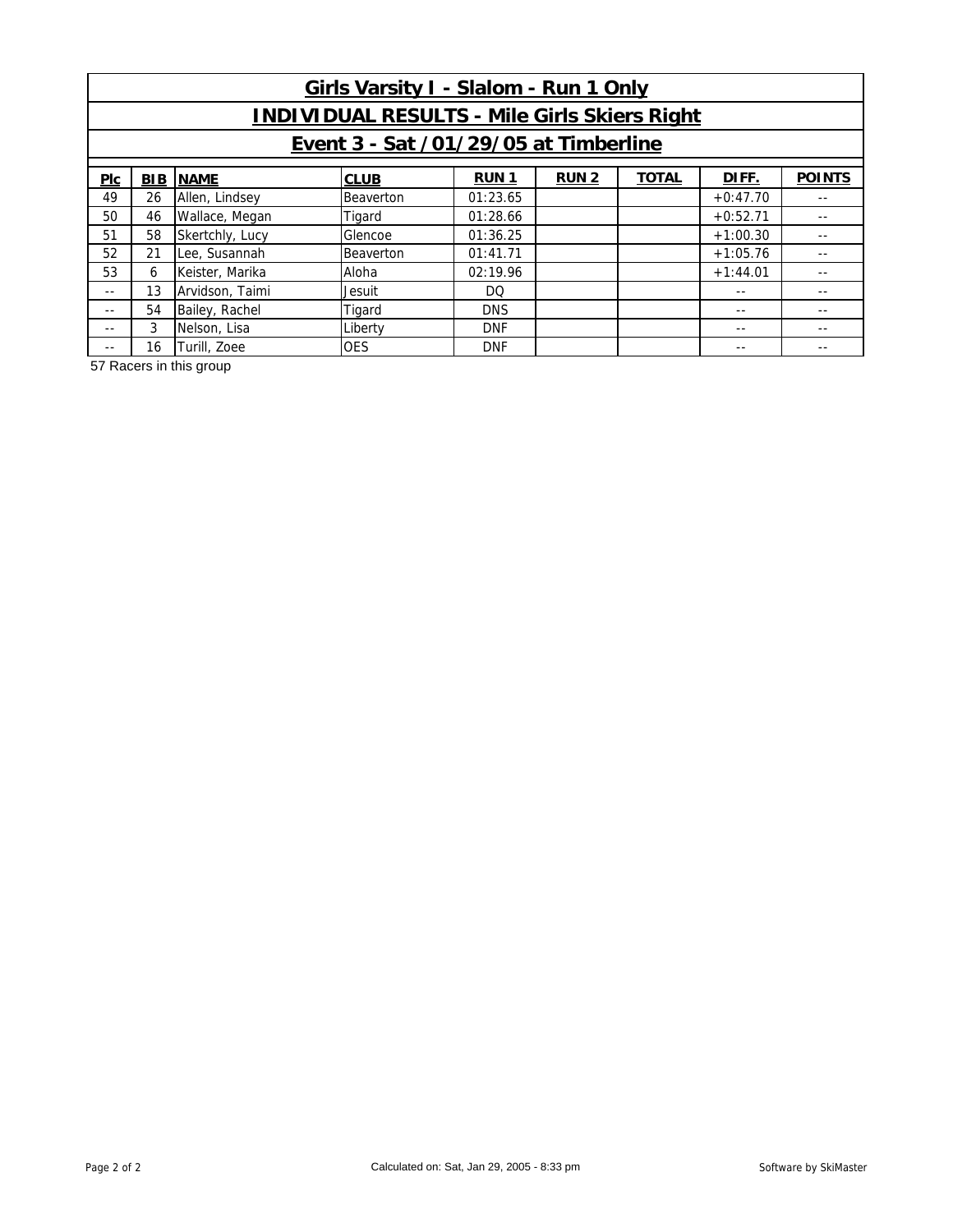## Girls Varsity I - Slalom - Run 1 Only

## INDIVIDUAL RESULTS - Mile Girls Skiers Right

## Event 3 - Sat /01/29/05 at Timberline

| Plc | BIB | NAME | CLUB | RUN 1 | RUN 2 | TOTAL | DIFF. | POINTS |
|---|---|---|---|---|---|---|---|---|
| 49 | 26 | Allen, Lindsey | Beaverton | 01:23.65 | | | +0:47.70 | -- |
| 50 | 46 | Wallace, Megan | Tigard | 01:28.66 | | | +0:52.71 | -- |
| 51 | 58 | Skertchly, Lucy | Glencoe | 01:36.25 | | | +1:00.30 | -- |
| 52 | 21 | Lee, Susannah | Beaverton | 01:41.71 | | | +1:05.76 | -- |
| 53 | 6 | Keister, Marika | Aloha | 02:19.96 | | | +1:44.01 | -- |
| -- | 13 | Arvidson, Taimi | Jesuit | DQ | | | -- | -- |
| -- | 54 | Bailey, Rachel | Tigard | DNS | | | -- | -- |
| -- | 3 | Nelson, Lisa | Liberty | DNF | | | -- | -- |
| -- | 16 | Turill, Zoee | OES | DNF | | | -- | -- |

57 Racers in this group

Calculated on: Sat, Jan 29, 2005 - 8:33 pm

Software by SkiMaster